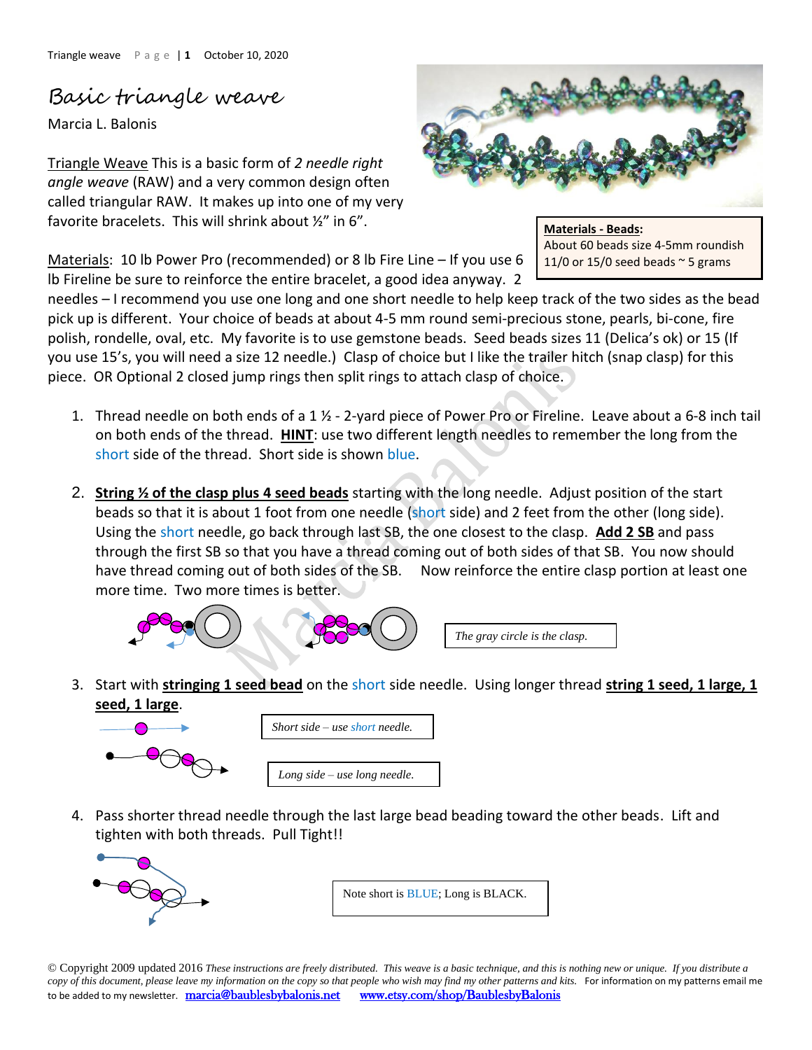# Basic triangle weave

Marcia L. Balonis

Triangle Weave This is a basic form of *2 needle right angle weave* (RAW) and a very common design often called triangular RAW. It makes up into one of my very favorite bracelets. This will shrink about ½" in 6".

**Materials - Beads:**
About 60 beads size 4-5mm roundish
11/0 or 15/0 seed beads ~ 5 grams

Materials: 10 lb Power Pro (recommended) or 8 lb Fire Line – If you use 6 lb Fireline be sure to reinforce the entire bracelet, a good idea anyway. 2 needles – I recommend you use one long and one short needle to help keep track of the two sides as the bead pick up is different. Your choice of beads at about 4-5 mm round semi-precious stone, pearls, bi-cone, fire polish, rondelle, oval, etc. My favorite is to use gemstone beads. Seed beads sizes 11 (Delica's ok) or 15 (If you use 15's, you will need a size 12 needle.) Clasp of choice but I like the trailer hitch (snap clasp) for this piece. OR Optional 2 closed jump rings then split rings to attach clasp of choice.

1. Thread needle on both ends of a 1 ½ - 2-yard piece of Power Pro or Fireline. Leave about a 6-8 inch tail on both ends of the thread. **HINT**: use two different length needles to remember the long from the short side of the thread. Short side is shown blue.

2. **String ½ of the clasp plus 4 seed beads** starting with the long needle. Adjust position of the start beads so that it is about 1 foot from one needle (short side) and 2 feet from the other (long side). Using the short needle, go back through last SB, the one closest to the clasp. **Add 2 SB** and pass through the first SB so that you have a thread coming out of both sides of that SB. You now should have thread coming out of both sides of the SB. Now reinforce the entire clasp portion at least one more time. Two more times is better.

   *The gray circle is the clasp.*

3. Start with **stringing 1 seed bead** on the short side needle. Using longer thread **string 1 seed, 1 large, 1 seed, 1 large**.

   *Short side – use short needle.*

   *Long side – use long needle.*

4. Pass shorter thread needle through the last large bead beading toward the other beads. Lift and tighten with both threads. Pull Tight!!

   Note short is BLUE; Long is BLACK.

© Copyright 2009 updated 2016 *These instructions are freely distributed. This weave is a basic technique, and this is nothing new or unique. If you distribute a copy of this document, please leave my information on the copy so that people who wish may find my other patterns and kits.* For information on my patterns email me to be added to my newsletter. marcia@baublesbybalonis.net www.etsy.com/shop/BaublesbyBalonis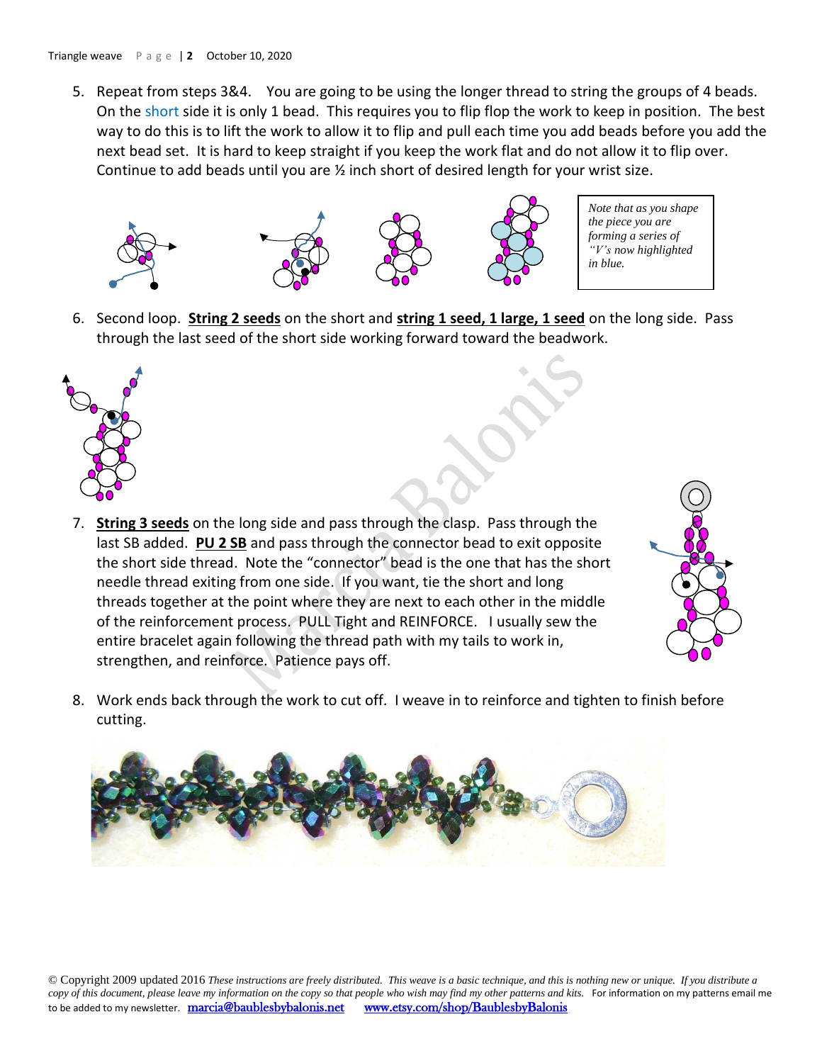5. Repeat from steps 3&4. You are going to be using the longer thread to string the groups of 4 beads. On the short side it is only 1 bead. This requires you to flip flop the work to keep in position. The best way to do this is to lift the work to allow it to flip and pull each time you add beads before you add the next bead set. It is hard to keep straight if you keep the work flat and do not allow it to flip over. Continue to add beads until you are ½ inch short of desired length for your wrist size.

*Note that as you shape the piece you are forming a series of "V's now highlighted in blue.*

6. Second loop. **<u>String 2 seeds</u>** on the short and **<u>string 1 seed, 1 large, 1 seed</u>** on the long side. Pass through the last seed of the short side working forward toward the beadwork.

7. **<u>String 3 seeds</u>** on the long side and pass through the clasp. Pass through the last SB added. **<u>PU 2 SB</u>** and pass through the connector bead to exit opposite the short side thread. Note the "connector" bead is the one that has the short needle thread exiting from one side. If you want, tie the short and long threads together at the point where they are next to each other in the middle of the reinforcement process. PULL Tight and REINFORCE. I usually sew the entire bracelet again following the thread path with my tails to work in, strengthen, and reinforce. Patience pays off.

8. Work ends back through the work to cut off. I weave in to reinforce and tighten to finish before cutting.

© Copyright 2009 updated 2016 *These instructions are freely distributed. This weave is a basic technique, and this is nothing new or unique. If you distribute a copy of this document, please leave my information on the copy so that people who wish may find my other patterns and kits.* For information on my patterns email me to be added to my newsletter. marcia@baublesbybalonis.net www.etsy.com/shop/BaublesbyBalonis